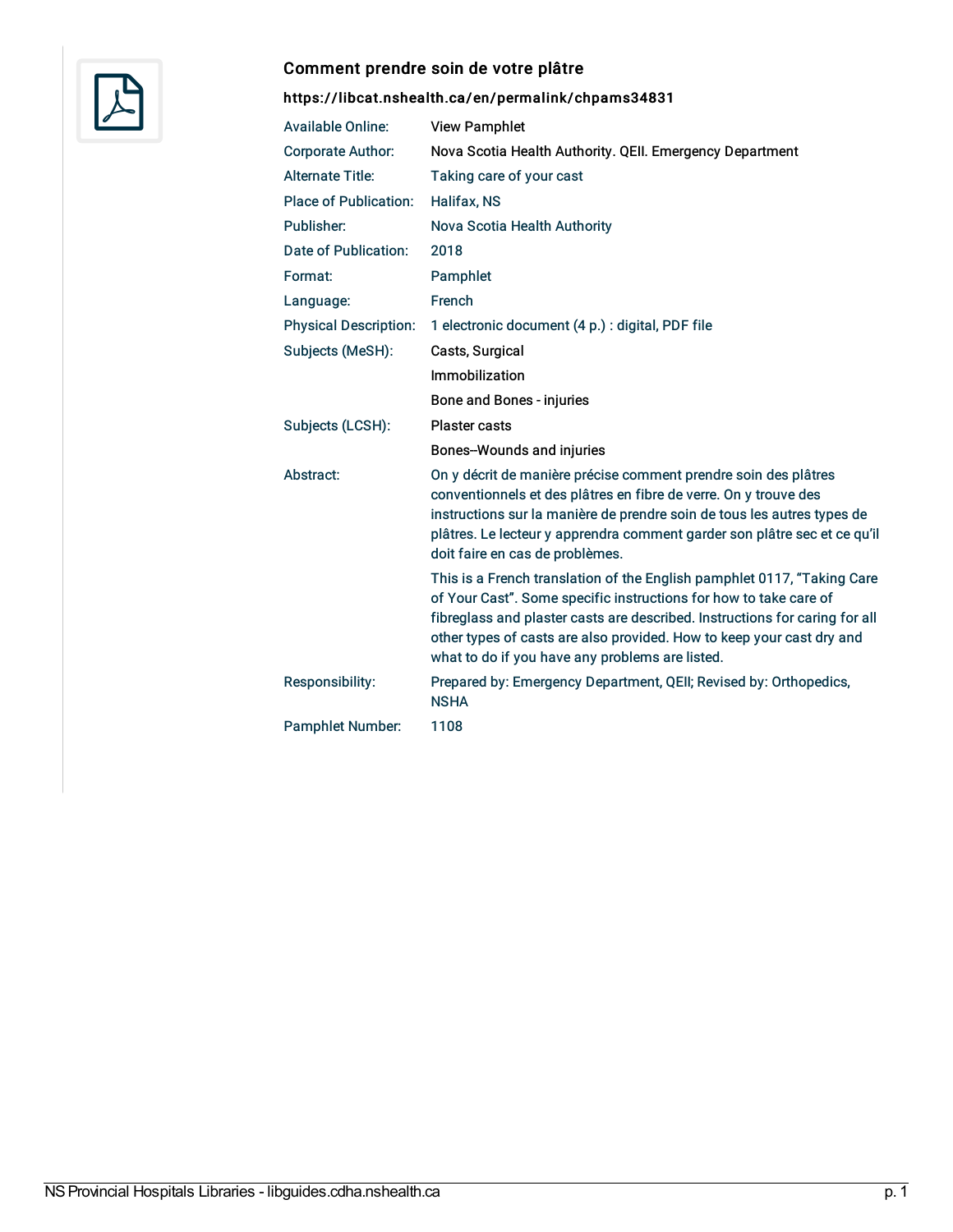## Comment prendre soin de votre plâtre

**https://libcat.nshealth.ca/en/permalink/chpams34831**

| | |
|---|---|
| Available Online: | View Pamphlet |
| Corporate Author: | Nova Scotia Health Authority. QEII. Emergency Department |
| Alternate Title: | Taking care of your cast |
| Place of Publication: | Halifax, NS |
| Publisher: | Nova Scotia Health Authority |
| Date of Publication: | 2018 |
| Format: | Pamphlet |
| Language: | French |
| Physical Description: | 1 electronic document (4 p.) : digital, PDF file |
| Subjects (MeSH): | Casts, Surgical |
| | Immobilization |
| | Bone and Bones - injuries |
| Subjects (LCSH): | Plaster casts |
| | Bones--Wounds and injuries |
| Abstract: | On y décrit de manière précise comment prendre soin des plâtres conventionnels et des plâtres en fibre de verre. On y trouve des instructions sur la manière de prendre soin de tous les autres types de plâtres. Le lecteur y apprendra comment garder son plâtre sec et ce qu'il doit faire en cas de problèmes. |
| | This is a French translation of the English pamphlet 0117, "Taking Care of Your Cast". Some specific instructions for how to take care of fibreglass and plaster casts are described. Instructions for caring for all other types of casts are also provided. How to keep your cast dry and what to do if you have any problems are listed. |
| Responsibility: | Prepared by: Emergency Department, QEII; Revised by: Orthopedics, NSHA |
| Pamphlet Number: | 1108 |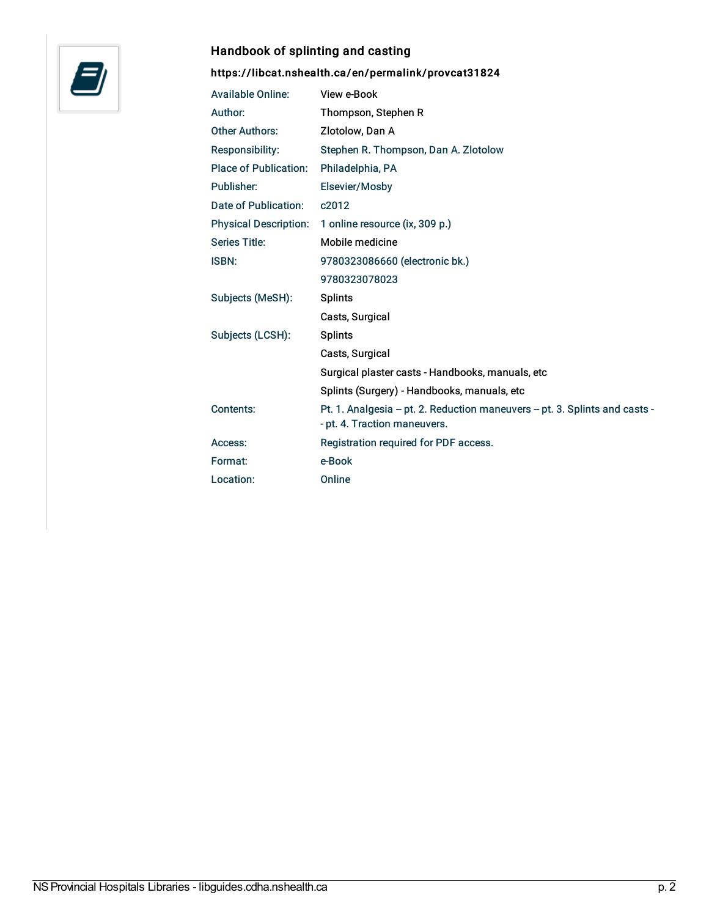## Handbook of splinting and casting

**https://libcat.nshealth.ca/en/permalink/provcat31824**

| | |
|---|---|
| Available Online: | View e-Book |
| Author: | Thompson, Stephen R |
| Other Authors: | Zlotolow, Dan A |
| Responsibility: | Stephen R. Thompson, Dan A. Zlotolow |
| Place of Publication: | Philadelphia, PA |
| Publisher: | Elsevier/Mosby |
| Date of Publication: | c2012 |
| Physical Description: | 1 online resource (ix, 309 p.) |
| Series Title: | Mobile medicine |
| ISBN: | 9780323086660 (electronic bk.) |
| | 9780323078023 |
| Subjects (MeSH): | Splints |
| | Casts, Surgical |
| Subjects (LCSH): | Splints |
| | Casts, Surgical |
| | Surgical plaster casts - Handbooks, manuals, etc |
| | Splints (Surgery) - Handbooks, manuals, etc |
| Contents: | Pt. 1. Analgesia -- pt. 2. Reduction maneuvers -- pt. 3. Splints and casts -- pt. 4. Traction maneuvers. |
| Access: | Registration required for PDF access. |
| Format: | e-Book |
| Location: | Online |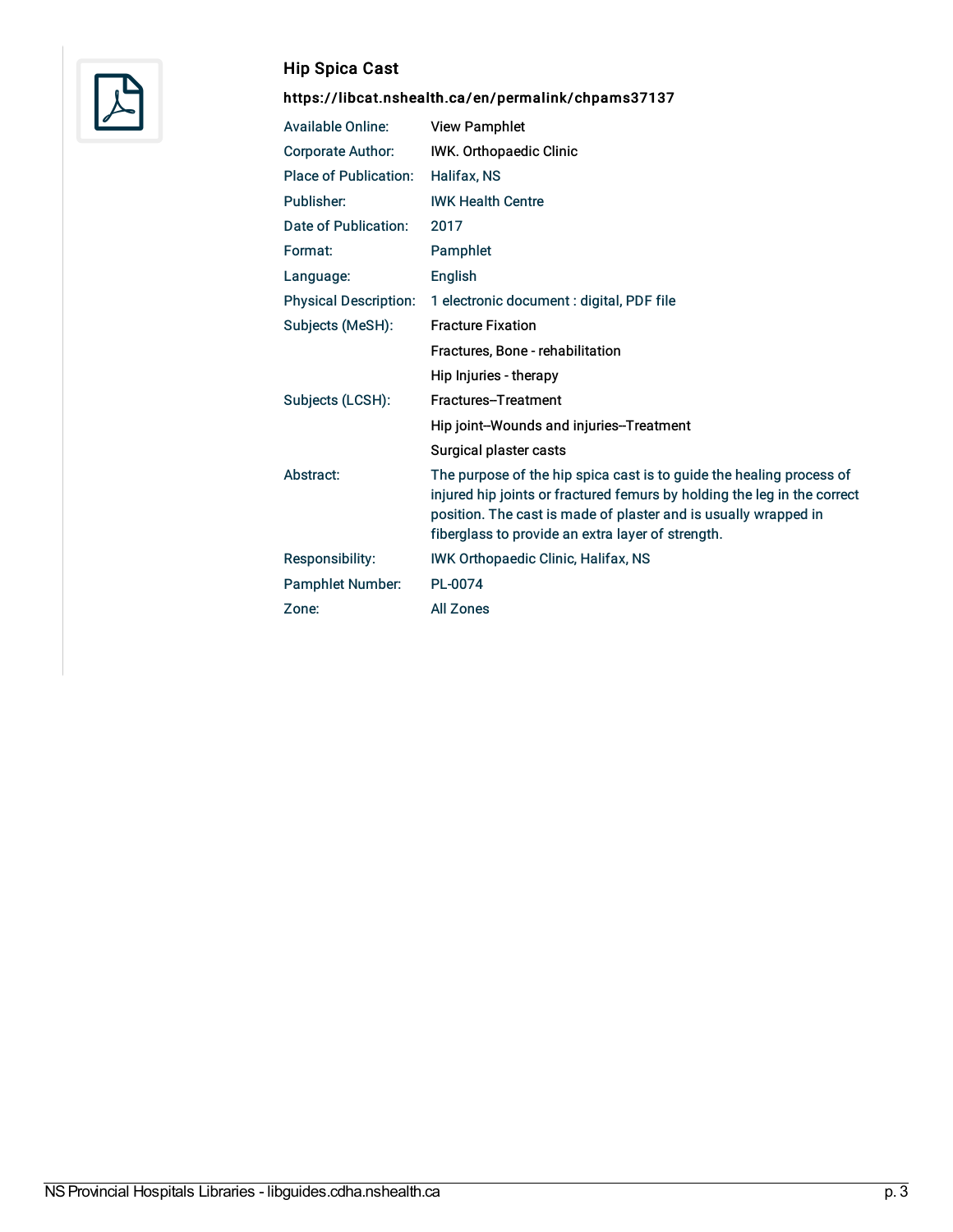## Hip Spica Cast

**https://libcat.nshealth.ca/en/permalink/chpams37137**

| | |
|---|---|
| Available Online: | View Pamphlet |
| Corporate Author: | IWK. Orthopaedic Clinic |
| Place of Publication: | Halifax, NS |
| Publisher: | IWK Health Centre |
| Date of Publication: | 2017 |
| Format: | Pamphlet |
| Language: | English |
| Physical Description: | 1 electronic document : digital, PDF file |
| Subjects (MeSH): | Fracture Fixation |
| | Fractures, Bone - rehabilitation |
| | Hip Injuries - therapy |
| Subjects (LCSH): | Fractures--Treatment |
| | Hip joint--Wounds and injuries--Treatment |
| | Surgical plaster casts |
| Abstract: | The purpose of the hip spica cast is to guide the healing process of injured hip joints or fractured femurs by holding the leg in the correct position. The cast is made of plaster and is usually wrapped in fiberglass to provide an extra layer of strength. |
| Responsibility: | IWK Orthopaedic Clinic, Halifax, NS |
| Pamphlet Number: | PL-0074 |
| Zone: | All Zones |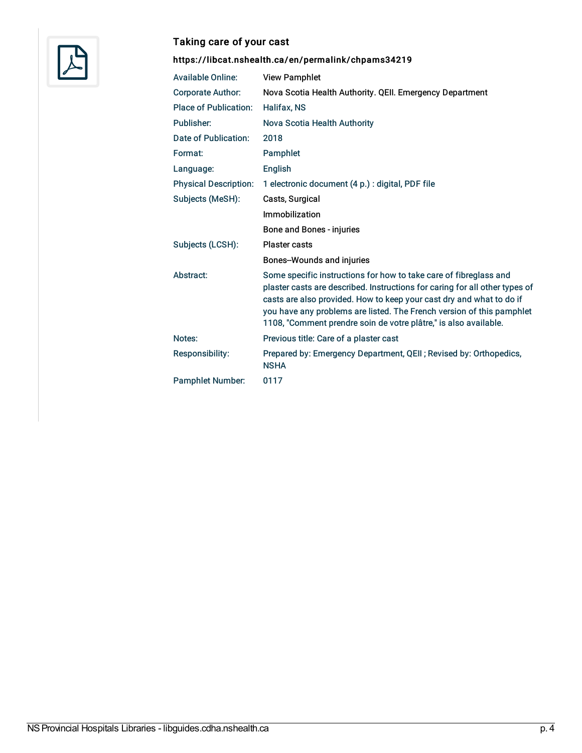### Taking care of your cast

**https://libcat.nshealth.ca/en/permalink/chpams34219**

| | |
|---|---|
| Available Online: | View Pamphlet |
| Corporate Author: | Nova Scotia Health Authority. QEII. Emergency Department |
| Place of Publication: | Halifax, NS |
| Publisher: | Nova Scotia Health Authority |
| Date of Publication: | 2018 |
| Format: | Pamphlet |
| Language: | English |
| Physical Description: | 1 electronic document (4 p.) : digital, PDF file |
| Subjects (MeSH): | Casts, Surgical |
| | Immobilization |
| | Bone and Bones - injuries |
| Subjects (LCSH): | Plaster casts |
| | Bones--Wounds and injuries |
| Abstract: | Some specific instructions for how to take care of fibreglass and plaster casts are described. Instructions for caring for all other types of casts are also provided. How to keep your cast dry and what to do if you have any problems are listed. The French version of this pamphlet 1108, "Comment prendre soin de votre plâtre," is also available. |
| Notes: | Previous title: Care of a plaster cast |
| Responsibility: | Prepared by: Emergency Department, QEII ; Revised by: Orthopedics, NSHA |
| Pamphlet Number: | 0117 |